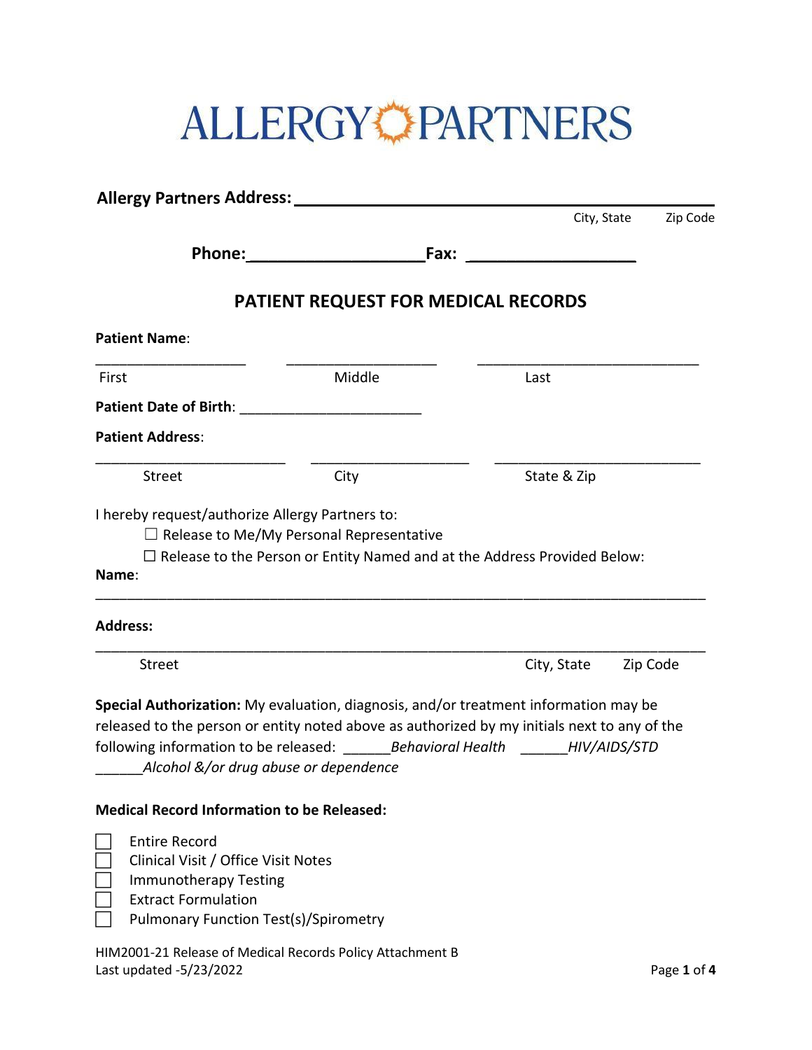# ALLERGY PARTNERS

**Allergy Partners Address:** ____________________________________________

City, State Zip Code

**Phone:**____________________**Fax:** ___________________

## PATIENT REQUEST FOR MEDICAL RECORDS

**Patient Name**:

___________________ ___________________ ____________________________

First Middle Last

**Patient Date of Birth**: _______________________

**Patient Address**:

________________________ ____________________ __________________________

Street City State & Zip

I hereby request/authorize Allergy Partners to:

- ☐ Release to Me/My Personal Representative
- ☐ Release to the Person or Entity Named and at the Address Provided Below:

**Name**:

______________________________________________________________________________

**Address:**

______________________________________________________________________________

Street City, State Zip Code

**Special Authorization:** My evaluation, diagnosis, and/or treatment information may be released to the person or entity noted above as authorized by my initials next to any of the following information to be released: ______*Behavioral Health* ______*HIV/AIDS/STD* ______*Alcohol &/or drug abuse or dependence*

**Medical Record Information to be Released:**

- ☐ Entire Record
- ☐ Clinical Visit / Office Visit Notes
- ☐ Immunotherapy Testing
- ☐ Extract Formulation
- ☐ Pulmonary Function Test(s)/Spirometry

HIM2001-21 Release of Medical Records Policy Attachment B
Last updated -5/23/2022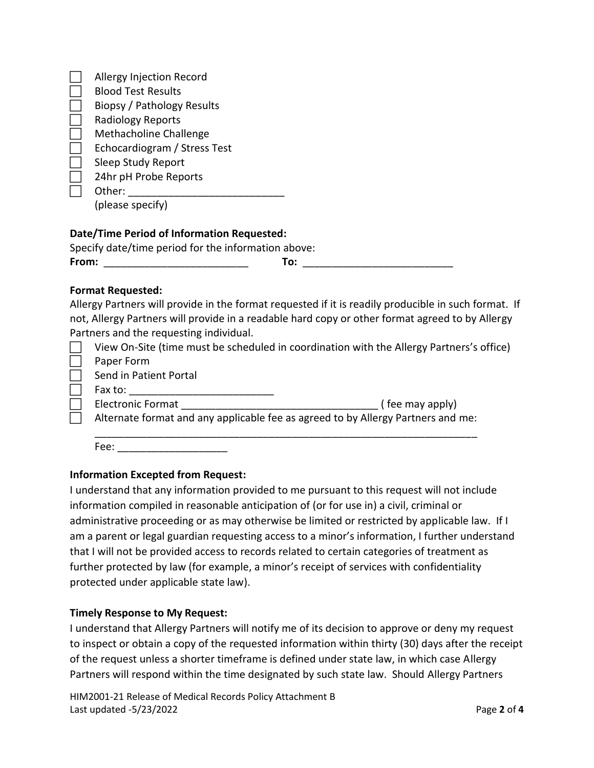- [ ] Allergy Injection Record
- [ ] Blood Test Results
- [ ] Biopsy / Pathology Results
- [ ] Radiology Reports
- [ ] Methacholine Challenge
- [ ] Echocardiogram / Stress Test
- [ ] Sleep Study Report
- [ ] 24hr pH Probe Reports
- [ ] Other: ___________________________
  (please specify)

**Date/Time Period of Information Requested:**

Specify date/time period for the information above:

**From:** _________________________ **To:** __________________________

**Format Requested:**

Allergy Partners will provide in the format requested if it is readily producible in such format. If not, Allergy Partners will provide in a readable hard copy or other format agreed to by Allergy Partners and the requesting individual.

- [ ] View On-Site (time must be scheduled in coordination with the Allergy Partners's office)
- [ ] Paper Form
- [ ] Send in Patient Portal
- [ ] Fax to: _________________________
- [ ] Electronic Format _________________________________ ( fee may apply)
- [ ] Alternate format and any applicable fee as agreed to by Allergy Partners and me:
  ____________________________________________________________________
  Fee: ___________________

**Information Excepted from Request:**

I understand that any information provided to me pursuant to this request will not include information compiled in reasonable anticipation of (or for use in) a civil, criminal or administrative proceeding or as may otherwise be limited or restricted by applicable law. If I am a parent or legal guardian requesting access to a minor's information, I further understand that I will not be provided access to records related to certain categories of treatment as further protected by law (for example, a minor's receipt of services with confidentiality protected under applicable state law).

**Timely Response to My Request:**

I understand that Allergy Partners will notify me of its decision to approve or deny my request to inspect or obtain a copy of the requested information within thirty (30) days after the receipt of the request unless a shorter timeframe is defined under state law, in which case Allergy Partners will respond within the time designated by such state law. Should Allergy Partners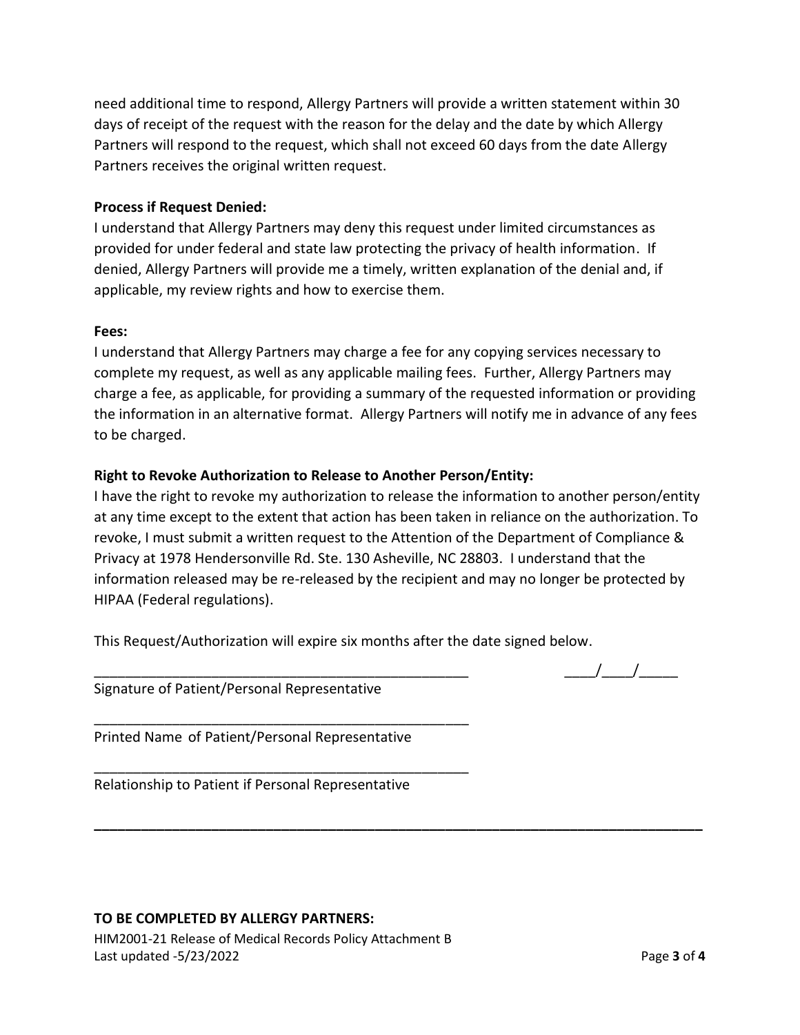need additional time to respond, Allergy Partners will provide a written statement within 30 days of receipt of the request with the reason for the delay and the date by which Allergy Partners will respond to the request, which shall not exceed 60 days from the date Allergy Partners receives the original written request.

**Process if Request Denied:**
I understand that Allergy Partners may deny this request under limited circumstances as provided for under federal and state law protecting the privacy of health information. If denied, Allergy Partners will provide me a timely, written explanation of the denial and, if applicable, my review rights and how to exercise them.

**Fees:**
I understand that Allergy Partners may charge a fee for any copying services necessary to complete my request, as well as any applicable mailing fees. Further, Allergy Partners may charge a fee, as applicable, for providing a summary of the requested information or providing the information in an alternative format. Allergy Partners will notify me in advance of any fees to be charged.

**Right to Revoke Authorization to Release to Another Person/Entity:**
I have the right to revoke my authorization to release the information to another person/entity at any time except to the extent that action has been taken in reliance on the authorization. To revoke, I must submit a written request to the Attention of the Department of Compliance & Privacy at 1978 Hendersonville Rd. Ste. 130 Asheville, NC 28803. I understand that the information released may be re-released by the recipient and may no longer be protected by HIPAA (Federal regulations).

This Request/Authorization will expire six months after the date signed below.

__________________________________________________ ____/____/_____

Signature of Patient/Personal Representative

__________________________________________________

Printed Name of Patient/Personal Representative

__________________________________________________

Relationship to Patient if Personal Representative

---

**TO BE COMPLETED BY ALLERGY PARTNERS:**

HIM2001-21 Release of Medical Records Policy Attachment B
Last updated -5/23/2022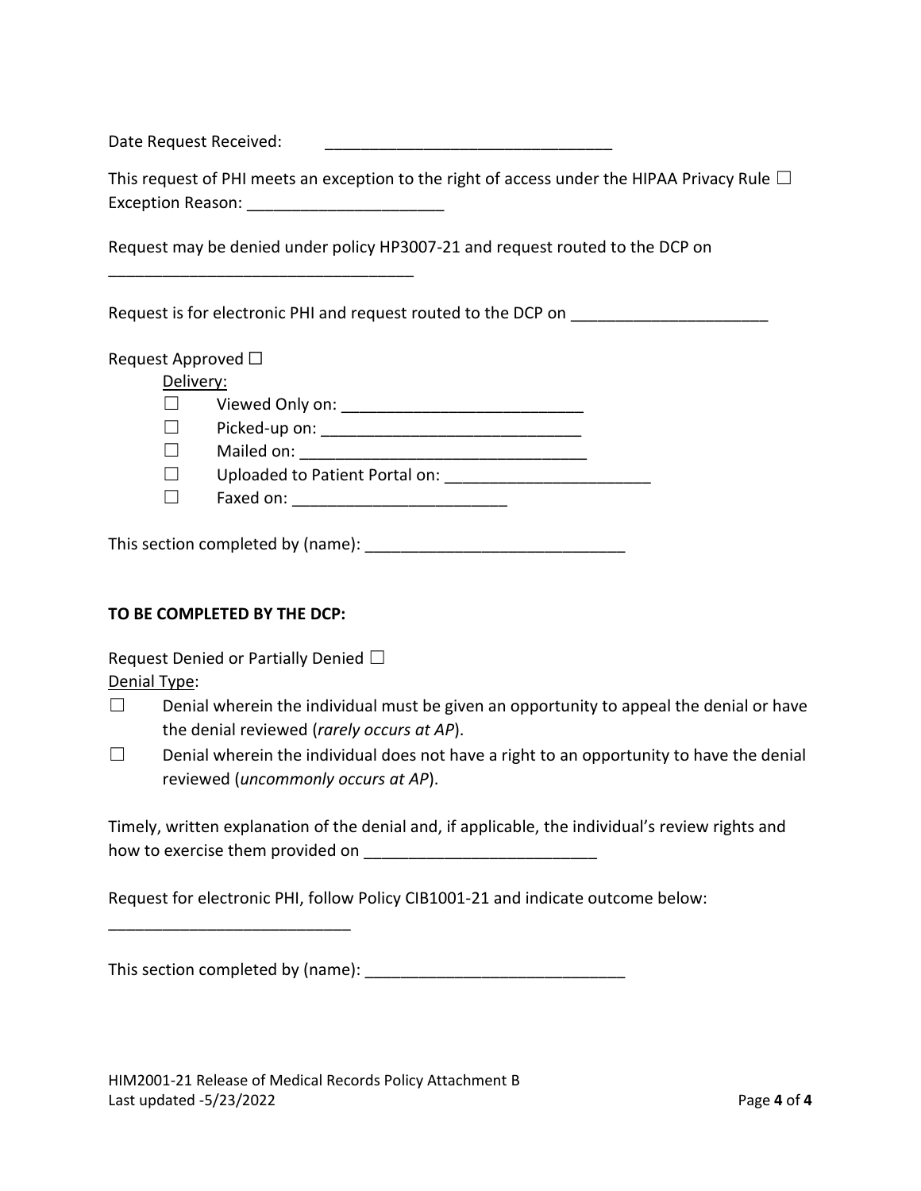Date Request Received: ________________________________

This request of PHI meets an exception to the right of access under the HIPAA Privacy Rule ☐
Exception Reason: ______________________

Request may be denied under policy HP3007-21 and request routed to the DCP on __________________________________

Request is for electronic PHI and request routed to the DCP on ______________________

Request Approved ☐

<u>Delivery:</u>

- ☐ Viewed Only on: ___________________________
- ☐ Picked-up on: _____________________________
- ☐ Mailed on: ________________________________
- ☐ Uploaded to Patient Portal on: _______________________
- ☐ Faxed on: ________________________

This section completed by (name): _____________________________

**TO BE COMPLETED BY THE DCP:**

Request Denied or Partially Denied ☐

<u>Denial Type</u>:

- ☐ Denial wherein the individual must be given an opportunity to appeal the denial or have the denial reviewed (*rarely occurs at AP*).
- ☐ Denial wherein the individual does not have a right to an opportunity to have the denial reviewed (*uncommonly occurs at AP*).

Timely, written explanation of the denial and, if applicable, the individual's review rights and how to exercise them provided on _________________________

Request for electronic PHI, follow Policy CIB1001-21 and indicate outcome below:
___________________________

This section completed by (name): _____________________________

HIM2001-21 Release of Medical Records Policy Attachment B
Last updated -5/23/2022